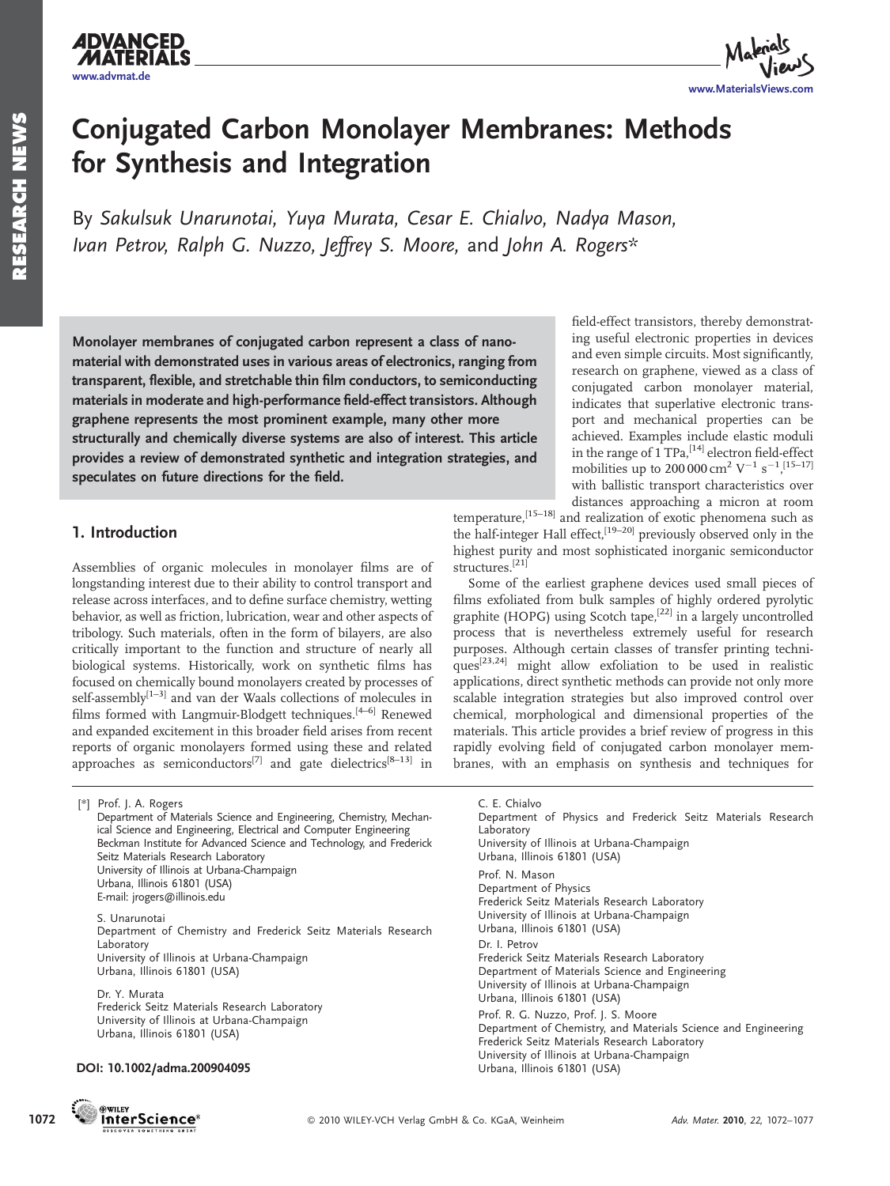# Conjugated Carbon Monolayer Membranes: Methods for Synthesis and Integration

By *Sakulsuk Unarunotai, Yuya Murata, Cesar E. Chialvo, Nadya Mason, Ivan Petrov, Ralph G. Nuzzo, Jeffrey S. Moore,* and *John A. Rogers**

**Monolayer membranes of conjugated carbon represent a class of nanomaterial with demonstrated uses in various areas of electronics, ranging from transparent, flexible, and stretchable thin film conductors, to semiconducting materials in moderate and high-performance field-effect transistors. Although graphene represents the most prominent example, many other more structurally and chemically diverse systems are also of interest. This article provides a review of demonstrated synthetic and integration strategies, and speculates on future directions for the field.**

## 1. Introduction

Assemblies of organic molecules in monolayer films are of longstanding interest due to their ability to control transport and release across interfaces, and to define surface chemistry, wetting behavior, as well as friction, lubrication, wear and other aspects of tribology. Such materials, often in the form of bilayers, are also critically important to the function and structure of nearly all biological systems. Historically, work on synthetic films has focused on chemically bound monolayers created by processes of self-assembly[1–3] and van der Waals collections of molecules in films formed with Langmuir-Blodgett techniques.[4–6] Renewed and expanded excitement in this broader field arises from recent reports of organic monolayers formed using these and related approaches as semiconductors[7] and gate dielectrics[8–13] in field-effect transistors, thereby demonstrating useful electronic properties in devices and even simple circuits. Most significantly, research on graphene, viewed as a class of conjugated carbon monolayer material, indicates that superlative electronic transport and mechanical properties can be achieved. Examples include elastic moduli in the range of 1 TPa,[14] electron field-effect mobilities up to 200 000 $cm^2\ V^{-1}\ s^{-1}$,[15–17] with ballistic transport characteristics over distances approaching a micron at room temperature,[15–18] and realization of exotic phenomena such as the half-integer Hall effect,[19–20] previously observed only in the highest purity and most sophisticated inorganic semiconductor structures.[21]

Some of the earliest graphene devices used small pieces of films exfoliated from bulk samples of highly ordered pyrolytic graphite (HOPG) using Scotch tape,[22] in a largely uncontrolled process that is nevertheless extremely useful for research purposes. Although certain classes of transfer printing techniques[23,24] might allow exfoliation to be used in realistic applications, direct synthetic methods can provide not only more scalable integration strategies but also improved control over chemical, morphological and dimensional properties of the materials. This article provides a brief review of progress in this rapidly evolving field of conjugated carbon monolayer membranes, with an emphasis on synthesis and techniques for

[*] Prof. J. A. Rogers
Department of Materials Science and Engineering, Chemistry, Mechanical Science and Engineering, Electrical and Computer Engineering
Beckman Institute for Advanced Science and Technology, and Frederick Seitz Materials Research Laboratory
University of Illinois at Urbana-Champaign
Urbana, Illinois 61801 (USA)
E-mail: jrogers@illinois.edu

S. Unarunotai
Department of Chemistry and Frederick Seitz Materials Research Laboratory
University of Illinois at Urbana-Champaign
Urbana, Illinois 61801 (USA)

Dr. Y. Murata
Frederick Seitz Materials Research Laboratory
University of Illinois at Urbana-Champaign
Urbana, Illinois 61801 (USA)

C. E. Chialvo
Department of Physics and Frederick Seitz Materials Research Laboratory
University of Illinois at Urbana-Champaign
Urbana, Illinois 61801 (USA)

Prof. N. Mason
Department of Physics
Frederick Seitz Materials Research Laboratory
University of Illinois at Urbana-Champaign
Urbana, Illinois 61801 (USA)

Dr. I. Petrov
Frederick Seitz Materials Research Laboratory
Department of Materials Science and Engineering
University of Illinois at Urbana-Champaign
Urbana, Illinois 61801 (USA)

Prof. R. G. Nuzzo, Prof. J. S. Moore
Department of Chemistry, and Materials Science and Engineering
Frederick Seitz Materials Research Laboratory
University of Illinois at Urbana-Champaign
Urbana, Illinois 61801 (USA)

**DOI: 10.1002/adma.200904095**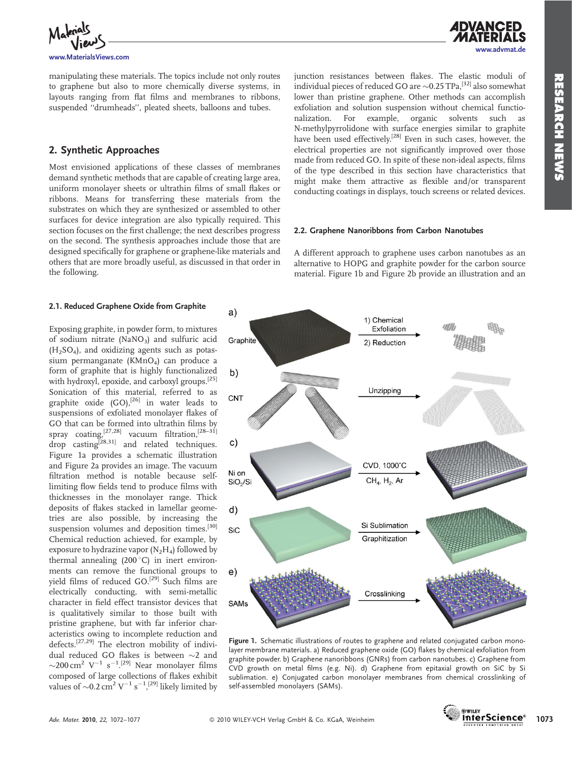manipulating these materials. The topics include not only routes to graphene but also to more chemically diverse systems, in layouts ranging from flat films and membranes to ribbons, suspended "drumheads", pleated sheets, balloons and tubes.

## 2. Synthetic Approaches

Most envisioned applications of these classes of membranes demand synthetic methods that are capable of creating large area, uniform monolayer sheets or ultrathin films of small flakes or ribbons. Means for transferring these materials from the substrates on which they are synthesized or assembled to other surfaces for device integration are also typically required. This section focuses on the first challenge; the next describes progress on the second. The synthesis approaches include those that are designed specifically for graphene or graphene-like materials and others that are more broadly useful, as discussed in that order in the following.

### 2.1. Reduced Graphene Oxide from Graphite

Exposing graphite, in powder form, to mixtures of sodium nitrate ($NaNO_3$) and sulfuric acid ($H_2SO_4$), and oxidizing agents such as potassium permanganate ($KMnO_4$) can produce a form of graphite that is highly functionalized with hydroxyl, epoxide, and carboxyl groups.[25] Sonication of this material, referred to as graphite oxide (GO),[26] in water leads to suspensions of exfoliated monolayer flakes of GO that can be formed into ultrathin films by spray coating,[27,28] vacuum filtration,[28–31] drop casting[28,31] and related techniques. Figure 1a provides a schematic illustration and Figure 2a provides an image. The vacuum filtration method is notable because self-limiting flow fields tend to produce films with thicknesses in the monolayer range. Thick deposits of flakes stacked in lamellar geometries are also possible, by increasing the suspension volumes and deposition times.[30] Chemical reduction achieved, for example, by exposure to hydrazine vapor ($N_2H_4$) followed by thermal annealing (200 °C) in inert environments can remove the functional groups to yield films of reduced GO.[29] Such films are electrically conducting, with semi-metallic character in field effect transistor devices that is qualitatively similar to those built with pristine graphene, but with far inferior characteristics owing to incomplete reduction and defects.[27,29] The electron mobility of individual reduced GO flakes is between ~2 and ~200 $cm^2\ V^{-1}\ s^{-1}$.[29] Near monolayer films composed of large collections of flakes exhibit values of ~0.2 $cm^2\ V^{-1}\ s^{-1}$,[29] likely limited by junction resistances between flakes. The elastic moduli of individual pieces of reduced GO are ~0.25 TPa,[32] also somewhat lower than pristine graphene. Other methods can accomplish exfoliation and solution suspension without chemical functionalization. For example, organic solvents such as N-methylpyrrolidone with surface energies similar to graphite have been used effectively.[28] Even in such cases, however, the electrical properties are not significantly improved over those made from reduced GO. In spite of these non-ideal aspects, films of the type described in this section have characteristics that might make them attractive as flexible and/or transparent conducting coatings in displays, touch screens or related devices.

### 2.2. Graphene Nanoribbons from Carbon Nanotubes

A different approach to graphene uses carbon nanotubes as an alternative to HOPG and graphite powder for the carbon source material. Figure 1b and Figure 2b provide an illustration and an

Figure 1. Schematic illustrations of routes to graphene and related conjugated carbon monolayer membrane materials. a) Reduced graphene oxide (GO) flakes by chemical exfoliation from graphite powder. b) Graphene nanoribbons (GNRs) from carbon nanotubes. c) Graphene from CVD growth on metal films (e.g. Ni). d) Graphene from epitaxial growth on SiC by Si sublimation. e) Conjugated carbon monolayer membranes from chemical crosslinking of self-assembled monolayers (SAMs).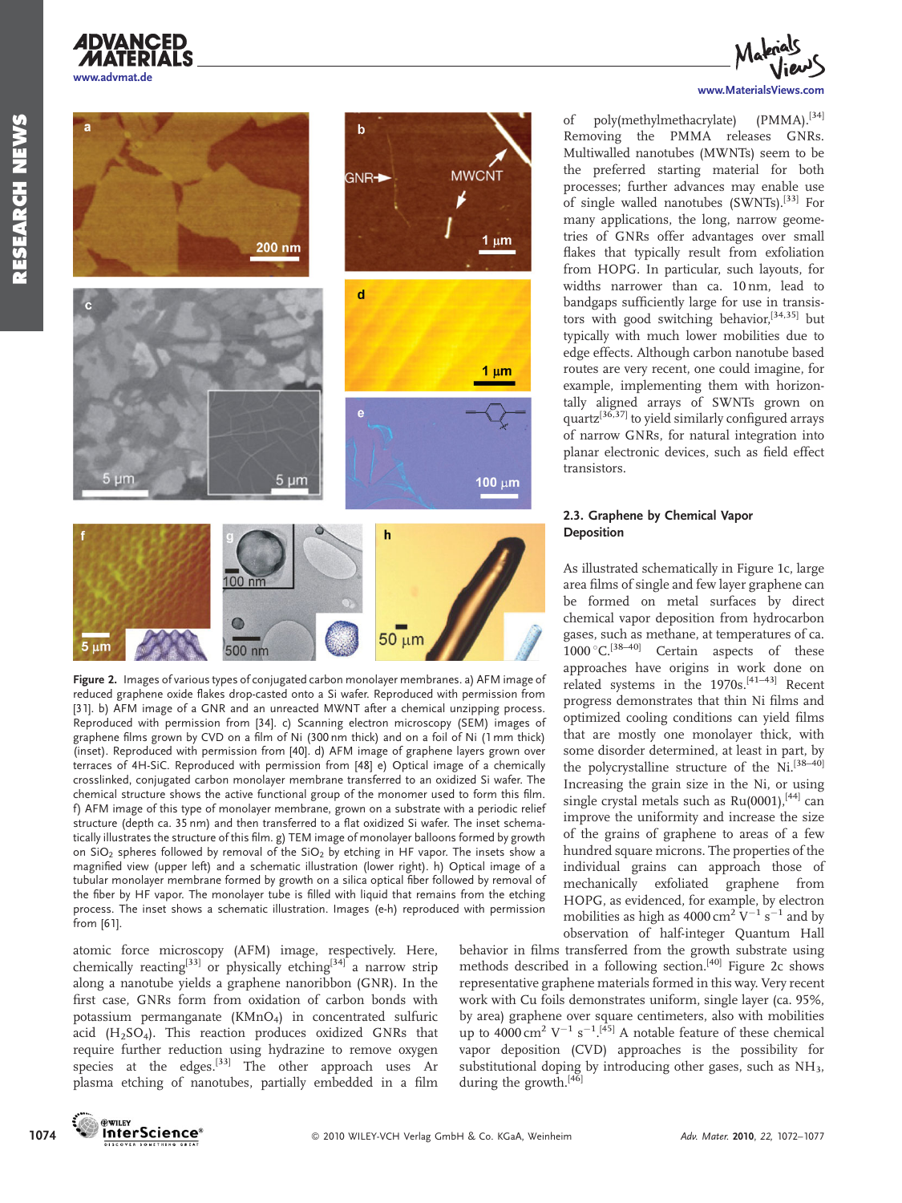Figure 2. Images of various types of conjugated carbon monolayer membranes. a) AFM image of reduced graphene oxide flakes drop-casted onto a Si wafer. Reproduced with permission from [31]. b) AFM image of a GNR and an unreacted MWNT after a chemical unzipping process. Reproduced with permission from [34]. c) Scanning electron microscopy (SEM) images of graphene films grown by CVD on a film of Ni (300 nm thick) and on a foil of Ni (1 mm thick) (inset). Reproduced with permission from [40]. d) AFM image of graphene layers grown over terraces of 4H-SiC. Reproduced with permission from [48] e) Optical image of a chemically crosslinked, conjugated carbon monolayer membrane transferred to an oxidized Si wafer. The chemical structure shows the active functional group of the monomer used to form this film. f) AFM image of this type of monolayer membrane, grown on a substrate with a periodic relief structure (depth ca. 35 nm) and then transferred to a flat oxidized Si wafer. The inset schematically illustrates the structure of this film. g) TEM image of monolayer balloons formed by growth on $SiO_2$ spheres followed by removal of the $SiO_2$ by etching in HF vapor. The insets show a magnified view (upper left) and a schematic illustration (lower right). h) Optical image of a tubular monolayer membrane formed by growth on a silica optical fiber followed by removal of the fiber by HF vapor. The monolayer tube is filled with liquid that remains from the etching process. The inset shows a schematic illustration. Images (e-h) reproduced with permission from [61].

atomic force microscopy (AFM) image, respectively. Here, chemically reacting[33] or physically etching[34] a narrow strip along a nanotube yields a graphene nanoribbon (GNR). In the first case, GNRs form from oxidation of carbon bonds with potassium permanganate ($KMnO_4$) in concentrated sulfuric acid ($H_2SO_4$). This reaction produces oxidized GNRs that require further reduction using hydrazine to remove oxygen species at the edges.[33] The other approach uses Ar plasma etching of nanotubes, partially embedded in a film of poly(methylmethacrylate) (PMMA).[34] Removing the PMMA releases GNRs. Multiwalled nanotubes (MWNTs) seem to be the preferred starting material for both processes; further advances may enable use of single walled nanotubes (SWNTs).[33] For many applications, the long, narrow geometries of GNRs offer advantages over small flakes that typically result from exfoliation from HOPG. In particular, such layouts, for widths narrower than ca. 10 nm, lead to bandgaps sufficiently large for use in transistors with good switching behavior,[34,35] but typically with much lower mobilities due to edge effects. Although carbon nanotube based routes are very recent, one could imagine, for example, implementing them with horizontally aligned arrays of SWNTs grown on quartz[36,37] to yield similarly configured arrays of narrow GNRs, for natural integration into planar electronic devices, such as field effect transistors.

### 2.3. Graphene by Chemical Vapor Deposition

As illustrated schematically in Figure 1c, large area films of single and few layer graphene can be formed on metal surfaces by direct chemical vapor deposition from hydrocarbon gases, such as methane, at temperatures of ca. 1000 °C.[38–40] Certain aspects of these approaches have origins in work done on related systems in the 1970s.[41–43] Recent progress demonstrates that thin Ni films and optimized cooling conditions can yield films that are mostly one monolayer thick, with some disorder determined, at least in part, by the polycrystalline structure of the Ni.[38–40] Increasing the grain size in the Ni, or using single crystal metals such as Ru(0001),[44] can improve the uniformity and increase the size of the grains of graphene to areas of a few hundred square microns. The properties of the individual grains can approach those of mechanically exfoliated graphene from HOPG, as evidenced, for example, by electron mobilities as high as 4000 $cm^2\ V^{-1}\ s^{-1}$ and by observation of half-integer Quantum Hall behavior in films transferred from the growth substrate using methods described in a following section.[40] Figure 2c shows representative graphene materials formed in this way. Very recent work with Cu foils demonstrates uniform, single layer (ca. 95%, by area) graphene over square centimeters, also with mobilities up to 4000 $cm^2\ V^{-1}\ s^{-1}$.[45] A notable feature of these chemical vapor deposition (CVD) approaches is the possibility for substitutional doping by introducing other gases, such as $NH_3$, during the growth.[46]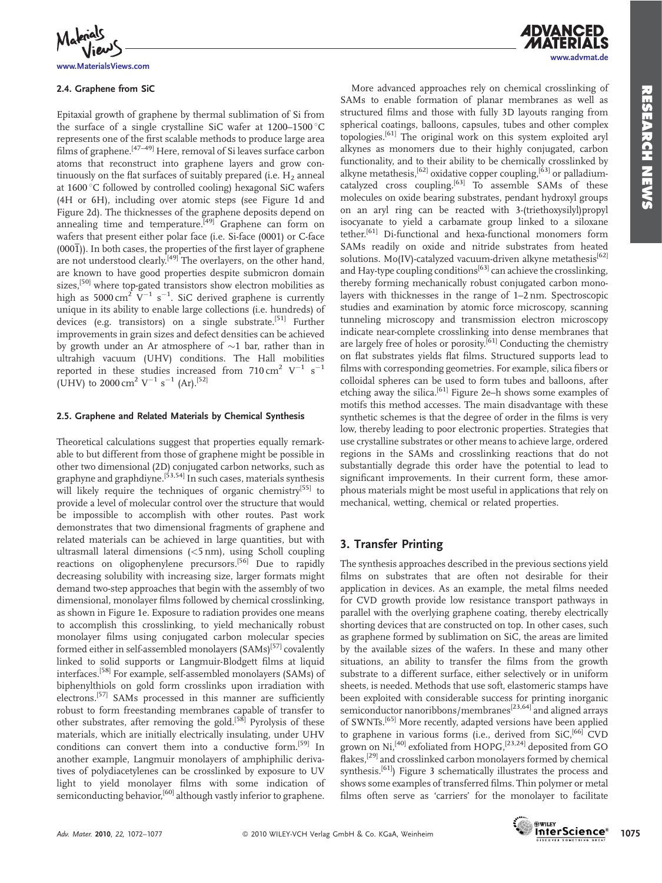### 2.4. Graphene from SiC

Epitaxial growth of graphene by thermal sublimation of Si from the surface of a single crystalline SiC wafer at 1200–1500 °C represents one of the first scalable methods to produce large area films of graphene.[47–49] Here, removal of Si leaves surface carbon atoms that reconstruct into graphene layers and grow continuously on the flat surfaces of suitably prepared (i.e. $H_2$ anneal at 1600 °C followed by controlled cooling) hexagonal SiC wafers (4H or 6H), including over atomic steps (see Figure 1d and Figure 2d). The thicknesses of the graphene deposits depend on annealing time and temperature.[49] Graphene can form on wafers that present either polar face (i.e. Si-face (0001) or C-face ($000\bar{1}$)). In both cases, the properties of the first layer of graphene are not understood clearly.[49] The overlayers, on the other hand, are known to have good properties despite submicron domain sizes,[50] where top-gated transistors show electron mobilities as high as 5000 $cm^2$ $V^{-1}$ $s^{-1}$. SiC derived graphene is currently unique in its ability to enable large collections (i.e. hundreds) of devices (e.g. transistors) on a single substrate.[51] Further improvements in grain sizes and defect densities can be achieved by growth under an Ar atmosphere of ~1 bar, rather than in ultrahigh vacuum (UHV) conditions. The Hall mobilities reported in these studies increased from 710 $cm^2$ $V^{-1}$ $s^{-1}$ (UHV) to 2000 $cm^2$ $V^{-1}$ $s^{-1}$ (Ar).[52]

### 2.5. Graphene and Related Materials by Chemical Synthesis

Theoretical calculations suggest that properties equally remarkable to but different from those of graphene might be possible in other two dimensional (2D) conjugated carbon networks, such as graphyne and graphdiyne.[53,54] In such cases, materials synthesis will likely require the techniques of organic chemistry[55] to provide a level of molecular control over the structure that would be impossible to accomplish with other routes. Past work demonstrates that two dimensional fragments of graphene and related materials can be achieved in large quantities, but with ultrasmall lateral dimensions (<5 nm), using Scholl coupling reactions on oligophenylene precursors.[56] Due to rapidly decreasing solubility with increasing size, larger formats might demand two-step approaches that begin with the assembly of two dimensional, monolayer films followed by chemical crosslinking, as shown in Figure 1e. Exposure to radiation provides one means to accomplish this crosslinking, to yield mechanically robust monolayer films using conjugated carbon molecular species formed either in self-assembled monolayers (SAMs)[57] covalently linked to solid supports or Langmuir-Blodgett films at liquid interfaces.[58] For example, self-assembled monolayers (SAMs) of biphenylthiols on gold form crosslinks upon irradiation with electrons.[57] SAMs processed in this manner are sufficiently robust to form freestanding membranes capable of transfer to other substrates, after removing the gold.[58] Pyrolysis of these materials, which are initially electrically insulating, under UHV conditions can convert them into a conductive form.[59] In another example, Langmuir monolayers of amphiphilic derivatives of polydiacetylenes can be crosslinked by exposure to UV light to yield monolayer films with some indication of semiconducting behavior,[60] although vastly inferior to graphene.

More advanced approaches rely on chemical crosslinking of SAMs to enable formation of planar membranes as well as structured films and those with fully 3D layouts ranging from spherical coatings, balloons, capsules, tubes and other complex topologies.[61] The original work on this system exploited aryl alkynes as monomers due to their highly conjugated, carbon functionality, and to their ability to be chemically crosslinked by alkyne metathesis,[62] oxidative copper coupling,[63] or palladium-catalyzed cross coupling.[63] To assemble SAMs of these molecules on oxide bearing substrates, pendant hydroxyl groups on an aryl ring can be reacted with 3-(triethoxysilyl)propyl isocyanate to yield a carbamate group linked to a siloxane tether.[61] Di-functional and hexa-functional monomers form SAMs readily on oxide and nitride substrates from heated solutions. Mo(IV)-catalyzed vacuum-driven alkyne metathesis[62] and Hay-type coupling conditions[63] can achieve the crosslinking, thereby forming mechanically robust conjugated carbon monolayers with thicknesses in the range of 1–2 nm. Spectroscopic studies and examination by atomic force microscopy, scanning tunneling microscopy and transmission electron microscopy indicate near-complete crosslinking into dense membranes that are largely free of holes or porosity.[61] Conducting the chemistry on flat substrates yields flat films. Structured supports lead to films with corresponding geometries. For example, silica fibers or colloidal spheres can be used to form tubes and balloons, after etching away the silica.[61] Figure 2e–h shows some examples of motifs this method accesses. The main disadvantage with these synthetic schemes is that the degree of order in the films is very low, thereby leading to poor electronic properties. Strategies that use crystalline substrates or other means to achieve large, ordered regions in the SAMs and crosslinking reactions that do not substantially degrade this order have the potential to lead to significant improvements. In their current form, these amorphous materials might be most useful in applications that rely on mechanical, wetting, chemical or related properties.

## 3. Transfer Printing

The synthesis approaches described in the previous sections yield films on substrates that are often not desirable for their application in devices. As an example, the metal films needed for CVD growth provide low resistance transport pathways in parallel with the overlying graphene coating, thereby electrically shorting devices that are constructed on top. In other cases, such as graphene formed by sublimation on SiC, the areas are limited by the available sizes of the wafers. In these and many other situations, an ability to transfer the films from the growth substrate to a different surface, either selectively or in uniform sheets, is needed. Methods that use soft, elastomeric stamps have been exploited with considerable success for printing inorganic semiconductor nanoribbons/membranes[23,64] and aligned arrays of SWNTs.[65] More recently, adapted versions have been applied to graphene in various forms (i.e., derived from SiC,[66] CVD grown on Ni,[40] exfoliated from HOPG,[23,24] deposited from GO flakes,[29] and crosslinked carbon monolayers formed by chemical synthesis.[61]) Figure 3 schematically illustrates the process and shows some examples of transferred films. Thin polymer or metal films often serve as 'carriers' for the monolayer to facilitate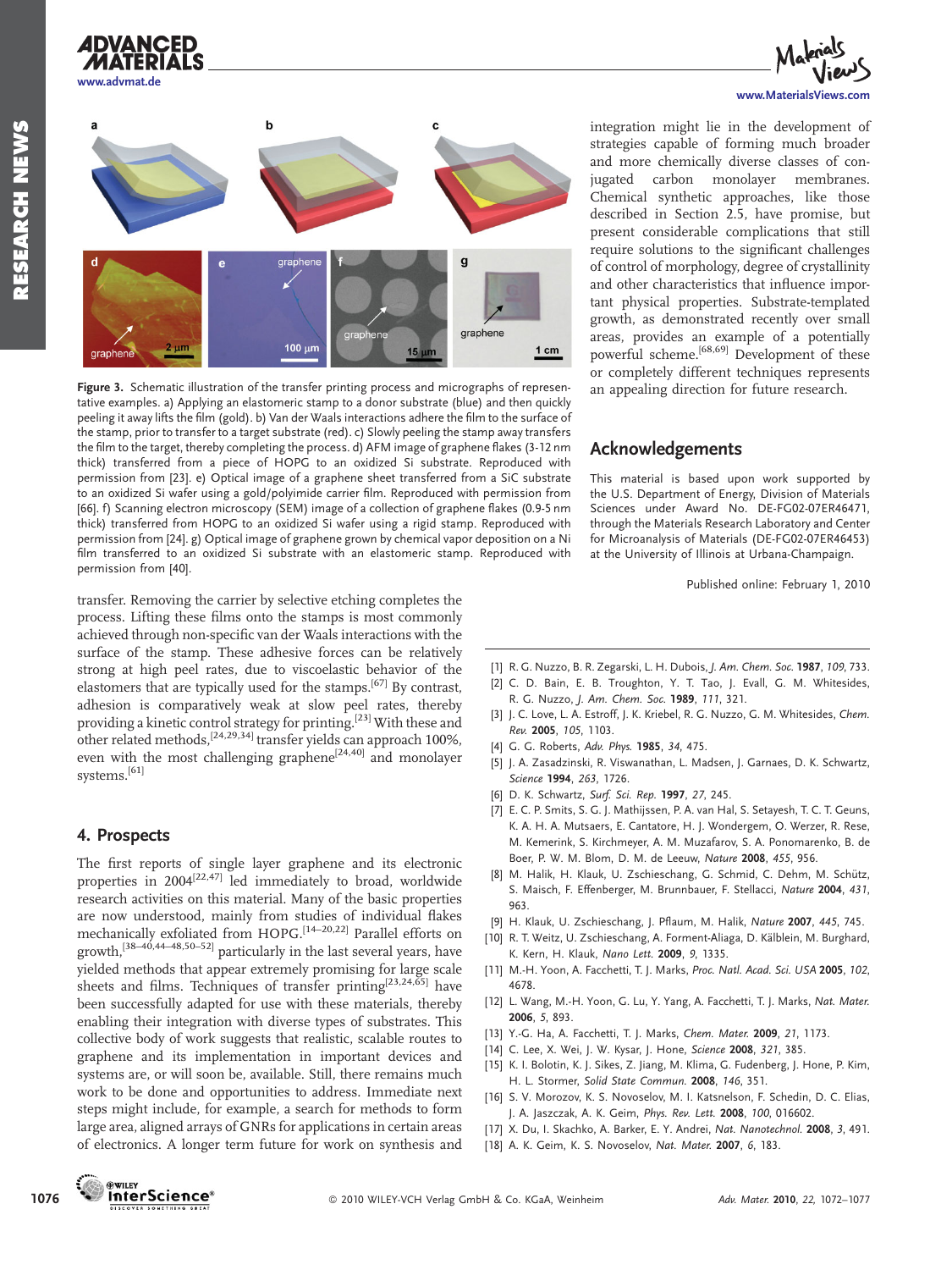Figure 3. Schematic illustration of the transfer printing process and micrographs of representative examples. a) Applying an elastomeric stamp to a donor substrate (blue) and then quickly peeling it away lifts the film (gold). b) Van der Waals interactions adhere the film to the surface of the stamp, prior to transfer to a target substrate (red). c) Slowly peeling the stamp away transfers the film to the target, thereby completing the process. d) AFM image of graphene flakes (3-12 nm thick) transferred from a piece of HOPG to an oxidized Si substrate. Reproduced with permission from [23]. e) Optical image of a graphene sheet transferred from a SiC substrate to an oxidized Si wafer using a gold/polyimide carrier film. Reproduced with permission from [66]. f) Scanning electron microscopy (SEM) image of a collection of graphene flakes (0.9-5 nm thick) transferred from HOPG to an oxidized Si wafer using a rigid stamp. Reproduced with permission from [24]. g) Optical image of graphene grown by chemical vapor deposition on a Ni film transferred to an oxidized Si substrate with an elastomeric stamp. Reproduced with permission from [40].

transfer. Removing the carrier by selective etching completes the process. Lifting these films onto the stamps is most commonly achieved through non-specific van der Waals interactions with the surface of the stamp. These adhesive forces can be relatively strong at high peel rates, due to viscoelastic behavior of the elastomers that are typically used for the stamps.[67] By contrast, adhesion is comparatively weak at slow peel rates, thereby providing a kinetic control strategy for printing.[23] With these and other related methods,[24,29,34] transfer yields can approach 100%, even with the most challenging graphene[24,40] and monolayer systems.[61]

## 4. Prospects

The first reports of single layer graphene and its electronic properties in 2004[22,47] led immediately to broad, worldwide research activities on this material. Many of the basic properties are now understood, mainly from studies of individual flakes mechanically exfoliated from HOPG.[14–20,22] Parallel efforts on growth,[38–40,44–48,50–52] particularly in the last several years, have yielded methods that appear extremely promising for large scale sheets and films. Techniques of transfer printing[23,24,65] have been successfully adapted for use with these materials, thereby enabling their integration with diverse types of substrates. This collective body of work suggests that realistic, scalable routes to graphene and its implementation in important devices and systems are, or will soon be, available. Still, there remains much work to be done and opportunities to address. Immediate next steps might include, for example, a search for methods to form large area, aligned arrays of GNRs for applications in certain areas of electronics. A longer term future for work on synthesis and integration might lie in the development of strategies capable of forming much broader and more chemically diverse classes of conjugated carbon monolayer membranes. Chemical synthetic approaches, like those described in Section 2.5, have promise, but present considerable complications that still require solutions to the significant challenges of control of morphology, degree of crystallinity and other characteristics that influence important physical properties. Substrate-templated growth, as demonstrated recently over small areas, provides an example of a potentially powerful scheme.[68,69] Development of these or completely different techniques represents an appealing direction for future research.

## Acknowledgements

This material is based upon work supported by the U.S. Department of Energy, Division of Materials Sciences under Award No. DE-FG02-07ER46471, through the Materials Research Laboratory and Center for Microanalysis of Materials (DE-FG02-07ER46453) at the University of Illinois at Urbana-Champaign.

Published online: February 1, 2010

[1] R. G. Nuzzo, B. R. Zegarski, L. H. Dubois, *J. Am. Chem. Soc.* **1987**, *109*, 733.
[2] C. D. Bain, E. B. Troughton, Y. T. Tao, J. Evall, G. M. Whitesides, R. G. Nuzzo, *J. Am. Chem. Soc.* **1989**, *111*, 321.
[3] J. C. Love, L. A. Estroff, J. K. Kriebel, R. G. Nuzzo, G. M. Whitesides, *Chem. Rev.* **2005**, *105*, 1103.
[4] G. G. Roberts, *Adv. Phys.* **1985**, *34*, 475.
[5] J. A. Zasadzinski, R. Viswanathan, L. Madsen, J. Garnaes, D. K. Schwartz, *Science* **1994**, *263*, 1726.
[6] D. K. Schwartz, *Surf. Sci. Rep.* **1997**, *27*, 245.
[7] E. C. P. Smits, S. G. J. Mathijssen, P. A. van Hal, S. Setayesh, T. C. T. Geuns, K. A. H. A. Mutsaers, E. Cantatore, H. J. Wondergem, O. Werzer, R. Rese, M. Kemerink, S. Kirchmeyer, A. M. Muzafarov, S. A. Ponomarenko, B. de Boer, P. W. M. Blom, D. M. de Leeuw, *Nature* **2008**, *455*, 956.
[8] M. Halik, H. Klauk, U. Zschieschang, G. Schmid, C. Dehm, M. Schütz, S. Maisch, F. Effenberger, M. Brunnbauer, F. Stellacci, *Nature* **2004**, *431*, 963.
[9] H. Klauk, U. Zschieschang, J. Pflaum, M. Halik, *Nature* **2007**, *445*, 745.
[10] R. T. Weitz, U. Zschieschang, A. Forment-Aliaga, D. Kälblein, M. Burghard, K. Kern, H. Klauk, *Nano Lett.* **2009**, *9*, 1335.
[11] M.-H. Yoon, A. Facchetti, T. J. Marks, *Proc. Natl. Acad. Sci. USA* **2005**, *102*, 4678.
[12] L. Wang, M.-H. Yoon, G. Lu, Y. Yang, A. Facchetti, T. J. Marks, *Nat. Mater.* **2006**, *5*, 893.
[13] Y.-G. Ha, A. Facchetti, T. J. Marks, *Chem. Mater.* **2009**, *21*, 1173.
[14] C. Lee, X. Wei, J. W. Kysar, J. Hone, *Science* **2008**, *321*, 385.
[15] K. I. Bolotin, K. J. Sikes, Z. Jiang, M. Klima, G. Fudenberg, J. Hone, P. Kim, H. L. Stormer, *Solid State Commun.* **2008**, *146*, 351.
[16] S. V. Morozov, K. S. Novoselov, M. I. Katsnelson, F. Schedin, D. C. Elias, J. A. Jaszczak, A. K. Geim, *Phys. Rev. Lett.* **2008**, *100*, 016602.
[17] X. Du, I. Skachko, A. Barker, E. Y. Andrei, *Nat. Nanotechnol.* **2008**, *3*, 491.
[18] A. K. Geim, K. S. Novoselov, *Nat. Mater.* **2007**, *6*, 183.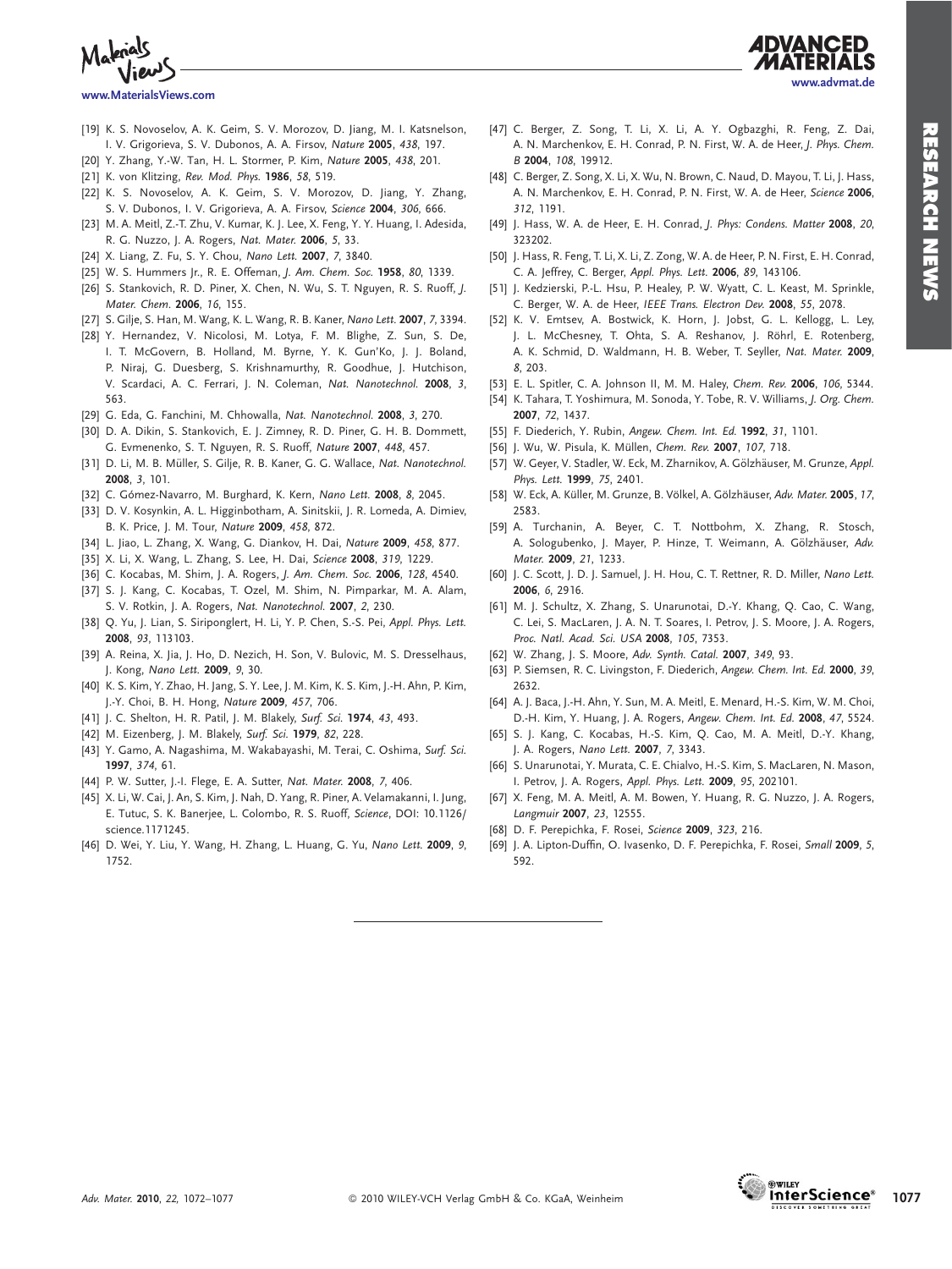[19] K. S. Novoselov, A. K. Geim, S. V. Morozov, D. Jiang, M. I. Katsnelson, I. V. Grigorieva, S. V. Dubonos, A. A. Firsov, *Nature* **2005**, *438*, 197.

[20] Y. Zhang, Y.-W. Tan, H. L. Stormer, P. Kim, *Nature* **2005**, *438*, 201.

[21] K. von Klitzing, *Rev. Mod. Phys.* **1986**, *58*, 519.

[22] K. S. Novoselov, A. K. Geim, S. V. Morozov, D. Jiang, Y. Zhang, S. V. Dubonos, I. V. Grigorieva, A. A. Firsov, *Science* **2004**, *306*, 666.

[23] M. A. Meitl, Z.-T. Zhu, V. Kumar, K. J. Lee, X. Feng, Y. Y. Huang, I. Adesida, R. G. Nuzzo, J. A. Rogers, *Nat. Mater.* **2006**, *5*, 33.

[24] X. Liang, Z. Fu, S. Y. Chou, *Nano Lett.* **2007**, *7*, 3840.

[25] W. S. Hummers Jr., R. E. Offeman, *J. Am. Chem. Soc.* **1958**, *80*, 1339.

[26] S. Stankovich, R. D. Piner, X. Chen, N. Wu, S. T. Nguyen, R. S. Ruoff, *J. Mater. Chem.* **2006**, *16*, 155.

[27] S. Gilje, S. Han, M. Wang, K. L. Wang, R. B. Kaner, *Nano Lett.* **2007**, *7*, 3394.

[28] Y. Hernandez, V. Nicolosi, M. Lotya, F. M. Blighe, Z. Sun, S. De, I. T. McGovern, B. Holland, M. Byrne, Y. K. Gun'Ko, J. J. Boland, P. Niraj, G. Duesberg, S. Krishnamurthy, R. Goodhue, J. Hutchison, V. Scardaci, A. C. Ferrari, J. N. Coleman, *Nat. Nanotechnol.* **2008**, *3*, 563.

[29] G. Eda, G. Fanchini, M. Chhowalla, *Nat. Nanotechnol.* **2008**, *3*, 270.

[30] D. A. Dikin, S. Stankovich, E. J. Zimney, R. D. Piner, G. H. B. Dommett, G. Evmenenko, S. T. Nguyen, R. S. Ruoff, *Nature* **2007**, *448*, 457.

[31] D. Li, M. B. Müller, S. Gilje, R. B. Kaner, G. G. Wallace, *Nat. Nanotechnol.* **2008**, *3*, 101.

[32] C. Gómez-Navarro, M. Burghard, K. Kern, *Nano Lett.* **2008**, *8*, 2045.

[33] D. V. Kosynkin, A. L. Higginbotham, A. Sinitskii, J. R. Lomeda, A. Dimiev, B. K. Price, J. M. Tour, *Nature* **2009**, *458*, 872.

[34] L. Jiao, L. Zhang, X. Wang, G. Diankov, H. Dai, *Nature* **2009**, *458*, 877.

[35] X. Li, X. Wang, L. Zhang, S. Lee, H. Dai, *Science* **2008**, *319*, 1229.

[36] C. Kocabas, M. Shim, J. A. Rogers, *J. Am. Chem. Soc.* **2006**, *128*, 4540.

[37] S. J. Kang, C. Kocabas, T. Ozel, M. Shim, N. Pimparkar, M. A. Alam, S. V. Rotkin, J. A. Rogers, *Nat. Nanotechnol.* **2007**, *2*, 230.

[38] Q. Yu, J. Lian, S. Siriponglert, H. Li, Y. P. Chen, S.-S. Pei, *Appl. Phys. Lett.* **2008**, *93*, 113103.

[39] A. Reina, X. Jia, J. Ho, D. Nezich, H. Son, V. Bulovic, M. S. Dresselhaus, J. Kong, *Nano Lett.* **2009**, *9*, 30.

[40] K. S. Kim, Y. Zhao, H. Jang, S. Y. Lee, J. M. Kim, K. S. Kim, J.-H. Ahn, P. Kim, J.-Y. Choi, B. H. Hong, *Nature* **2009**, *457*, 706.

[41] J. C. Shelton, H. R. Patil, J. M. Blakely, *Surf. Sci.* **1974**, *43*, 493.

[42] M. Eizenberg, J. M. Blakely, *Surf. Sci.* **1979**, *82*, 228.

[43] Y. Gamo, A. Nagashima, M. Wakabayashi, M. Terai, C. Oshima, *Surf. Sci.* **1997**, *374*, 61.

[44] P. W. Sutter, J.-I. Flege, E. A. Sutter, *Nat. Mater.* **2008**, *7*, 406.

[45] X. Li, W. Cai, J. An, S. Kim, J. Nah, D. Yang, R. Piner, A. Velamakanni, I. Jung, E. Tutuc, S. K. Banerjee, L. Colombo, R. S. Ruoff, *Science*, DOI: 10.1126/science.1171245.

[46] D. Wei, Y. Liu, Y. Wang, H. Zhang, L. Huang, G. Yu, *Nano Lett.* **2009**, *9*, 1752.

[47] C. Berger, Z. Song, T. Li, X. Li, A. Y. Ogbazghi, R. Feng, Z. Dai, A. N. Marchenkov, E. H. Conrad, P. N. First, W. A. de Heer, *J. Phys. Chem. B* **2004**, *108*, 19912.

[48] C. Berger, Z. Song, X. Li, X. Wu, N. Brown, C. Naud, D. Mayou, T. Li, J. Hass, A. N. Marchenkov, E. H. Conrad, P. N. First, W. A. de Heer, *Science* **2006**, *312*, 1191.

[49] J. Hass, W. A. de Heer, E. H. Conrad, *J. Phys: Condens. Matter* **2008**, *20*, 323202.

[50] J. Hass, R. Feng, T. Li, X. Li, Z. Zong, W. A. de Heer, P. N. First, E. H. Conrad, C. A. Jeffrey, C. Berger, *Appl. Phys. Lett.* **2006**, *89*, 143106.

[51] J. Kedzierski, P.-L. Hsu, P. Healey, P. W. Wyatt, C. L. Keast, M. Sprinkle, C. Berger, W. A. de Heer, *IEEE Trans. Electron Dev.* **2008**, *55*, 2078.

[52] K. V. Emtsev, A. Bostwick, K. Horn, J. Jobst, G. L. Kellogg, L. Ley, J. L. McChesney, T. Ohta, S. A. Reshanov, J. Röhrl, E. Rotenberg, A. K. Schmid, D. Waldmann, H. B. Weber, T. Seyller, *Nat. Mater.* **2009**, *8*, 203.

[53] E. L. Spitler, C. A. Johnson II, M. M. Haley, *Chem. Rev.* **2006**, *106*, 5344.

[54] K. Tahara, T. Yoshimura, M. Sonoda, Y. Tobe, R. V. Williams, *J. Org. Chem.* **2007**, *72*, 1437.

[55] F. Diederich, Y. Rubin, *Angew. Chem. Int. Ed.* **1992**, *31*, 1101.

[56] J. Wu, W. Pisula, K. Müllen, *Chem. Rev.* **2007**, *107*, 718.

[57] W. Geyer, V. Stadler, W. Eck, M. Zharnikov, A. Gölzhäuser, M. Grunze, *Appl. Phys. Lett.* **1999**, *75*, 2401.

[58] W. Eck, A. Küller, M. Grunze, B. Völkel, A. Gölzhäuser, *Adv. Mater.* **2005**, *17*, 2583.

[59] A. Turchanin, A. Beyer, C. T. Nottbohm, X. Zhang, R. Stosch, A. Sologubenko, J. Mayer, P. Hinze, T. Weimann, A. Gölzhäuser, *Adv. Mater.* **2009**, *21*, 1233.

[60] J. C. Scott, J. D. J. Samuel, J. H. Hou, C. T. Rettner, R. D. Miller, *Nano Lett.* **2006**, *6*, 2916.

[61] M. J. Schultz, X. Zhang, S. Unarunotai, D.-Y. Khang, Q. Cao, C. Wang, C. Lei, S. MacLaren, J. A. N. T. Soares, I. Petrov, J. S. Moore, J. A. Rogers, *Proc. Natl. Acad. Sci. USA* **2008**, *105*, 7353.

[62] W. Zhang, J. S. Moore, *Adv. Synth. Catal.* **2007**, *349*, 93.

[63] P. Siemsen, R. C. Livingston, F. Diederich, *Angew. Chem. Int. Ed.* **2000**, *39*, 2632.

[64] A. J. Baca, J.-H. Ahn, Y. Sun, M. A. Meitl, E. Menard, H.-S. Kim, W. M. Choi, D.-H. Kim, Y. Huang, J. A. Rogers, *Angew. Chem. Int. Ed.* **2008**, *47*, 5524.

[65] S. J. Kang, C. Kocabas, H.-S. Kim, Q. Cao, M. A. Meitl, D.-Y. Khang, J. A. Rogers, *Nano Lett.* **2007**, *7*, 3343.

[66] S. Unarunotai, Y. Murata, C. E. Chialvo, H.-S. Kim, S. MacLaren, N. Mason, I. Petrov, J. A. Rogers, *Appl. Phys. Lett.* **2009**, *95*, 202101.

[67] X. Feng, M. A. Meitl, A. M. Bowen, Y. Huang, R. G. Nuzzo, J. A. Rogers, *Langmuir* **2007**, *23*, 12555.

[68] D. F. Perepichka, F. Rosei, *Science* **2009**, *323*, 216.

[69] J. A. Lipton-Duffin, O. Ivasenko, D. F. Perepichka, F. Rosei, *Small* **2009**, *5*, 592.